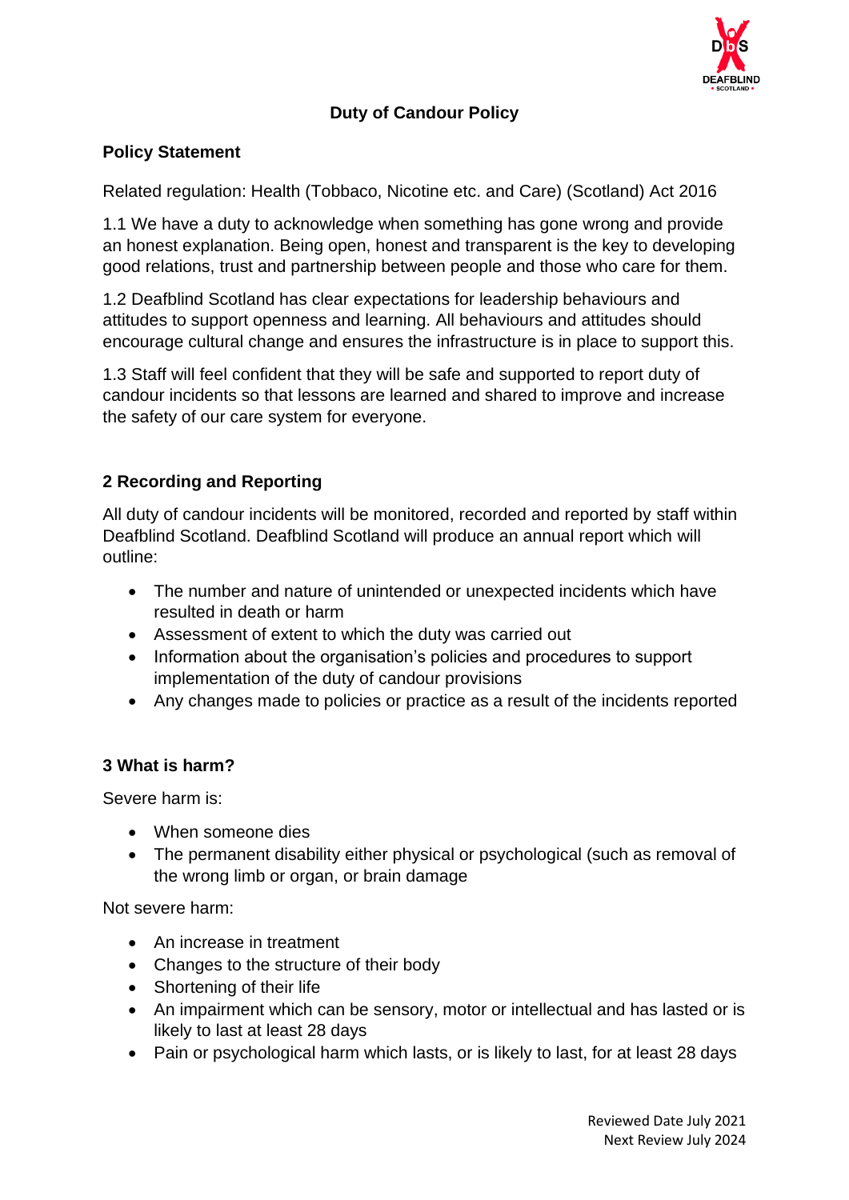# Duty of Candour Policy

## Policy Statement

Related regulation: Health (Tobbaco, Nicotine etc. and Care) (Scotland) Act 2016

1.1 We have a duty to acknowledge when something has gone wrong and provide an honest explanation. Being open, honest and transparent is the key to developing good relations, trust and partnership between people and those who care for them.

1.2 Deafblind Scotland has clear expectations for leadership behaviours and attitudes to support openness and learning. All behaviours and attitudes should encourage cultural change and ensures the infrastructure is in place to support this.

1.3 Staff will feel confident that they will be safe and supported to report duty of candour incidents so that lessons are learned and shared to improve and increase the safety of our care system for everyone.

## 2 Recording and Reporting

All duty of candour incidents will be monitored, recorded and reported by staff within Deafblind Scotland. Deafblind Scotland will produce an annual report which will outline:

- The number and nature of unintended or unexpected incidents which have resulted in death or harm
- Assessment of extent to which the duty was carried out
- Information about the organisation's policies and procedures to support implementation of the duty of candour provisions
- Any changes made to policies or practice as a result of the incidents reported

## 3 What is harm?

Severe harm is:

- When someone dies
- The permanent disability either physical or psychological (such as removal of the wrong limb or organ, or brain damage

Not severe harm:

- An increase in treatment
- Changes to the structure of their body
- Shortening of their life
- An impairment which can be sensory, motor or intellectual and has lasted or is likely to last at least 28 days
- Pain or psychological harm which lasts, or is likely to last, for at least 28 days

Reviewed Date July 2021
Next Review July 2024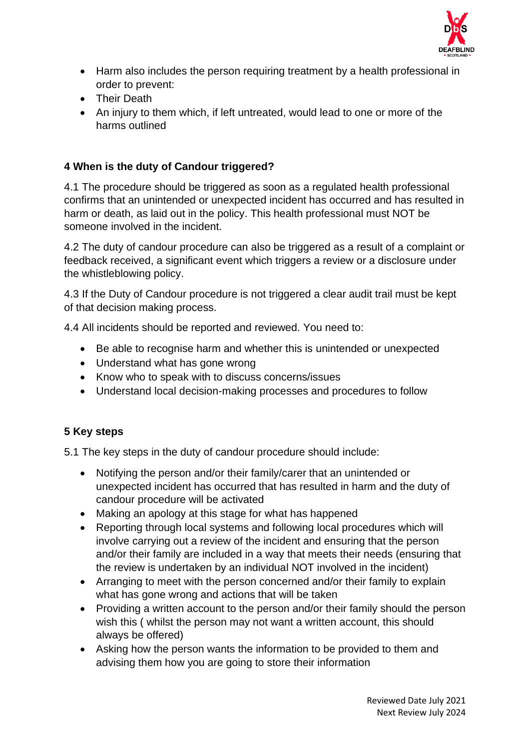- Harm also includes the person requiring treatment by a health professional in order to prevent:
- Their Death
- An injury to them which, if left untreated, would lead to one or more of the harms outlined

## 4 When is the duty of Candour triggered?

4.1 The procedure should be triggered as soon as a regulated health professional confirms that an unintended or unexpected incident has occurred and has resulted in harm or death, as laid out in the policy. This health professional must NOT be someone involved in the incident.

4.2 The duty of candour procedure can also be triggered as a result of a complaint or feedback received, a significant event which triggers a review or a disclosure under the whistleblowing policy.

4.3 If the Duty of Candour procedure is not triggered a clear audit trail must be kept of that decision making process.

4.4 All incidents should be reported and reviewed. You need to:

- Be able to recognise harm and whether this is unintended or unexpected
- Understand what has gone wrong
- Know who to speak with to discuss concerns/issues
- Understand local decision-making processes and procedures to follow

## 5 Key steps

5.1 The key steps in the duty of candour procedure should include:

- Notifying the person and/or their family/carer that an unintended or unexpected incident has occurred that has resulted in harm and the duty of candour procedure will be activated
- Making an apology at this stage for what has happened
- Reporting through local systems and following local procedures which will involve carrying out a review of the incident and ensuring that the person and/or their family are included in a way that meets their needs (ensuring that the review is undertaken by an individual NOT involved in the incident)
- Arranging to meet with the person concerned and/or their family to explain what has gone wrong and actions that will be taken
- Providing a written account to the person and/or their family should the person wish this ( whilst the person may not want a written account, this should always be offered)
- Asking how the person wants the information to be provided to them and advising them how you are going to store their information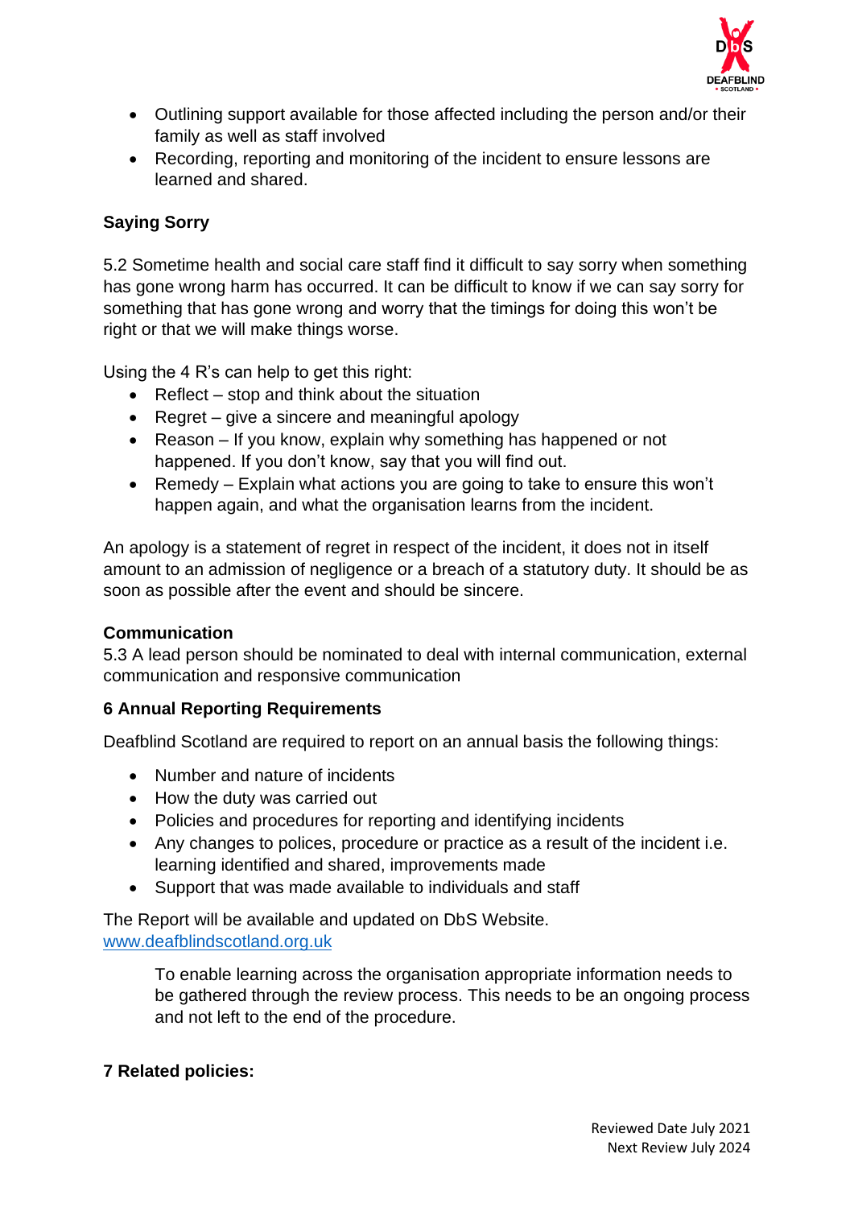- Outlining support available for those affected including the person and/or their family as well as staff involved
- Recording, reporting and monitoring of the incident to ensure lessons are learned and shared.

**Saying Sorry**

5.2 Sometime health and social care staff find it difficult to say sorry when something has gone wrong harm has occurred. It can be difficult to know if we can say sorry for something that has gone wrong and worry that the timings for doing this won't be right or that we will make things worse.

Using the 4 R's can help to get this right:

- Reflect – stop and think about the situation
- Regret – give a sincere and meaningful apology
- Reason – If you know, explain why something has happened or not happened. If you don't know, say that you will find out.
- Remedy – Explain what actions you are going to take to ensure this won't happen again, and what the organisation learns from the incident.

An apology is a statement of regret in respect of the incident, it does not in itself amount to an admission of negligence or a breach of a statutory duty. It should be as soon as possible after the event and should be sincere.

**Communication**

5.3 A lead person should be nominated to deal with internal communication, external communication and responsive communication

**6 Annual Reporting Requirements**

Deafblind Scotland are required to report on an annual basis the following things:

- Number and nature of incidents
- How the duty was carried out
- Policies and procedures for reporting and identifying incidents
- Any changes to polices, procedure or practice as a result of the incident i.e. learning identified and shared, improvements made
- Support that was made available to individuals and staff

The Report will be available and updated on DbS Website.
[www.deafblindscotland.org.uk](http://www.deafblindscotland.org.uk)

> To enable learning across the organisation appropriate information needs to be gathered through the review process. This needs to be an ongoing process and not left to the end of the procedure.

**7 Related policies:**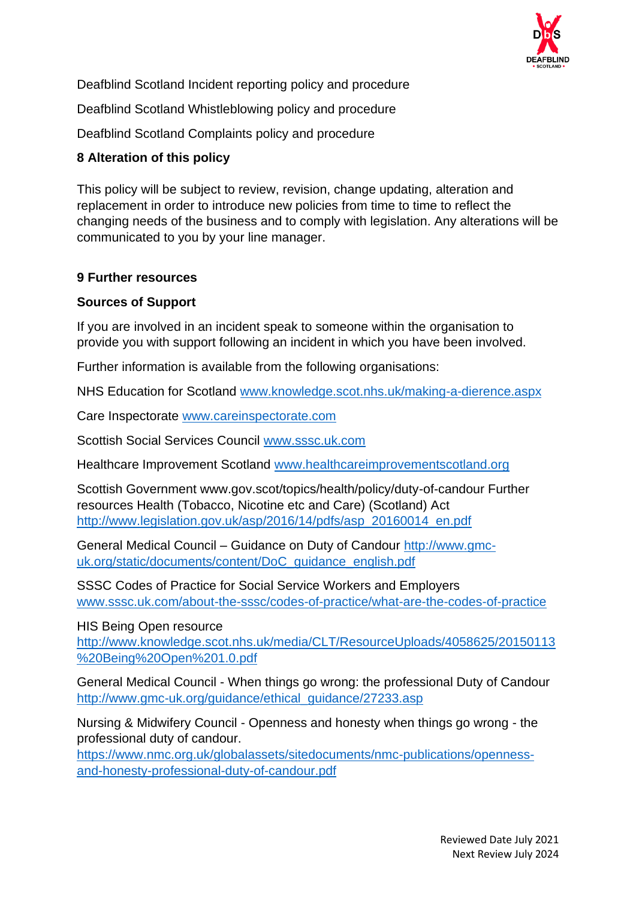Deafblind Scotland Incident reporting policy and procedure

Deafblind Scotland Whistleblowing policy and procedure

Deafblind Scotland Complaints policy and procedure

## 8 Alteration of this policy

This policy will be subject to review, revision, change updating, alteration and replacement in order to introduce new policies from time to time to reflect the changing needs of the business and to comply with legislation. Any alterations will be communicated to you by your line manager.

## 9 Further resources

### Sources of Support

If you are involved in an incident speak to someone within the organisation to provide you with support following an incident in which you have been involved.

Further information is available from the following organisations:

NHS Education for Scotland www.knowledge.scot.nhs.uk/making-a-dierence.aspx

Care Inspectorate www.careinspectorate.com

Scottish Social Services Council www.sssc.uk.com

Healthcare Improvement Scotland www.healthcareimprovementscotland.org

Scottish Government www.gov.scot/topics/health/policy/duty-of-candour Further resources Health (Tobacco, Nicotine etc and Care) (Scotland) Act http://www.legislation.gov.uk/asp/2016/14/pdfs/asp_20160014_en.pdf

General Medical Council – Guidance on Duty of Candour http://www.gmc-uk.org/static/documents/content/DoC_guidance_english.pdf

SSSC Codes of Practice for Social Service Workers and Employers www.sssc.uk.com/about-the-sssc/codes-of-practice/what-are-the-codes-of-practice

HIS Being Open resource http://www.knowledge.scot.nhs.uk/media/CLT/ResourceUploads/4058625/20150113%20Being%20Open%201.0.pdf

General Medical Council - When things go wrong: the professional Duty of Candour http://www.gmc-uk.org/guidance/ethical_guidance/27233.asp

Nursing & Midwifery Council - Openness and honesty when things go wrong - the professional duty of candour. https://www.nmc.org.uk/globalassets/sitedocuments/nmc-publications/openness-and-honesty-professional-duty-of-candour.pdf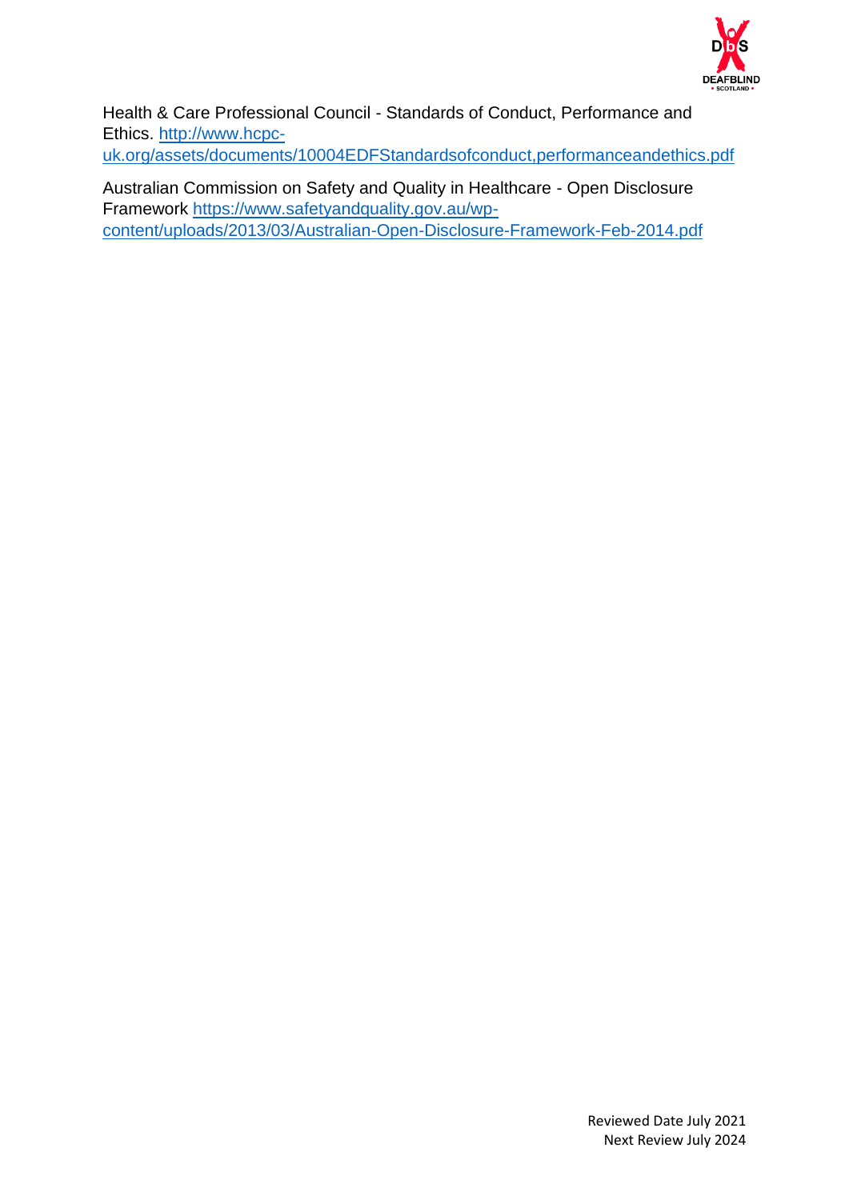Health & Care Professional Council - Standards of Conduct, Performance and Ethics. http://www.hcpc-uk.org/assets/documents/10004EDFStandardsofconduct,performanceandethics.pdf

Australian Commission on Safety and Quality in Healthcare - Open Disclosure Framework https://www.safetyandquality.gov.au/wp-content/uploads/2013/03/Australian-Open-Disclosure-Framework-Feb-2014.pdf

Reviewed Date July 2021
Next Review July 2024